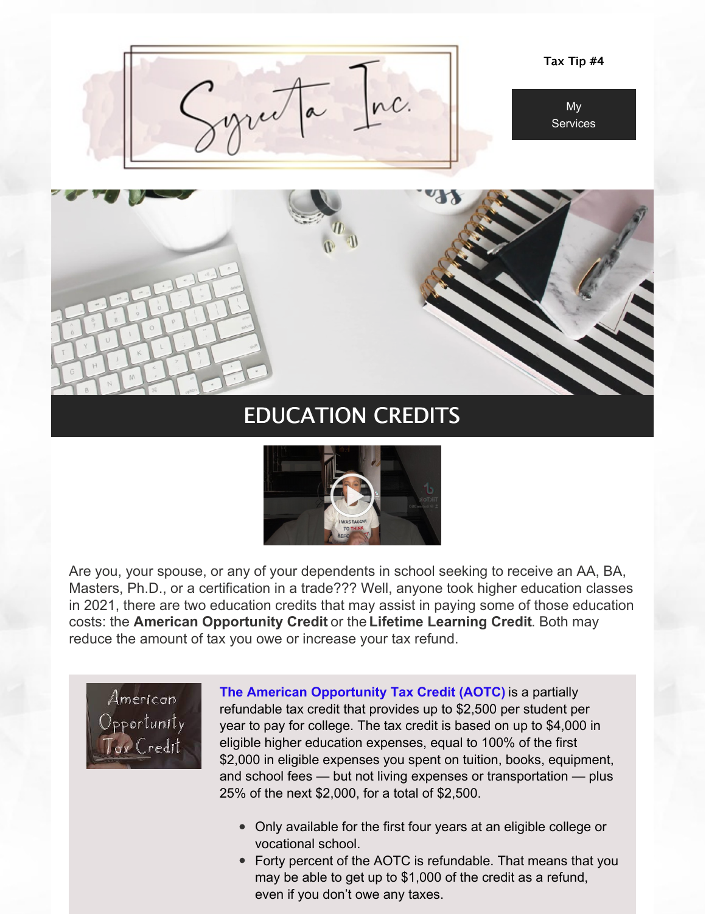Tax Tip #4

My Services

# EDUCATION CREDITS

Are you, your spouse, or any of your dependents in school seeking to receive an AA, BA, Masters, Ph.D., or a certification in a trade??? Well, anyone took higher education classes in 2021, there are two education credits that may assist in paying some of those education costs: the **American Opportunity Credit** or the **Lifetime Learning Credit**. Both may reduce the amount of tax you owe or increase your tax refund.

**The American Opportunity Tax Credit (AOTC)** is a partially refundable tax credit that provides up to $2,500 per student per year to pay for college. The tax credit is based on up to $4,000 in eligible higher education expenses, equal to 100% of the first $2,000 in eligible expenses you spent on tuition, books, equipment, and school fees — but not living expenses or transportation — plus 25% of the next $2,000, for a total of $2,500.

- Only available for the first four years at an eligible college or vocational school.
- Forty percent of the AOTC is refundable. That means that you may be able to get up to $1,000 of the credit as a refund, even if you don't owe any taxes.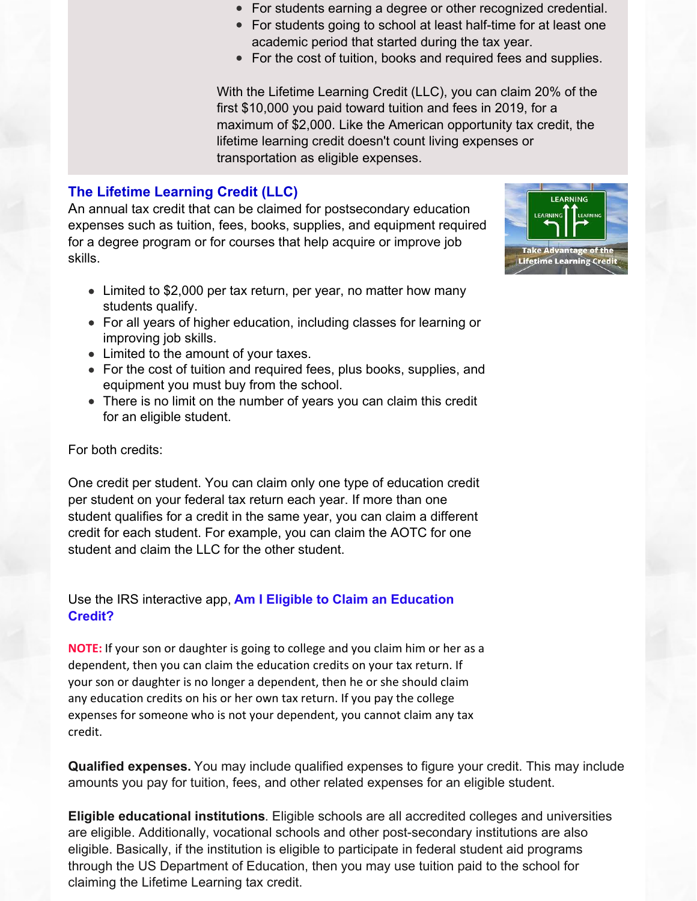- For students earning a degree or other recognized credential.
- For students going to school at least half-time for at least one academic period that started during the tax year.
- For the cost of tuition, books and required fees and supplies.

With the Lifetime Learning Credit (LLC), you can claim 20% of the first $10,000 you paid toward tuition and fees in 2019, for a maximum of $2,000. Like the American opportunity tax credit, the lifetime learning credit doesn't count living expenses or transportation as eligible expenses.

### The Lifetime Learning Credit (LLC)

An annual tax credit that can be claimed for postsecondary education expenses such as tuition, fees, books, supplies, and equipment required for a degree program or for courses that help acquire or improve job skills.

- Limited to $2,000 per tax return, per year, no matter how many students qualify.
- For all years of higher education, including classes for learning or improving job skills.
- Limited to the amount of your taxes.
- For the cost of tuition and required fees, plus books, supplies, and equipment you must buy from the school.
- There is no limit on the number of years you can claim this credit for an eligible student.

For both credits:

One credit per student. You can claim only one type of education credit per student on your federal tax return each year. If more than one student qualifies for a credit in the same year, you can claim a different credit for each student. For example, you can claim the AOTC for one student and claim the LLC for the other student.

Use the IRS interactive app, **Am I Eligible to Claim an Education Credit?**

**NOTE:** If your son or daughter is going to college and you claim him or her as a dependent, then you can claim the education credits on your tax return. If your son or daughter is no longer a dependent, then he or she should claim any education credits on his or her own tax return. If you pay the college expenses for someone who is not your dependent, you cannot claim any tax credit.

**Qualified expenses.** You may include qualified expenses to figure your credit. This may include amounts you pay for tuition, fees, and other related expenses for an eligible student.

**Eligible educational institutions**. Eligible schools are all accredited colleges and universities are eligible. Additionally, vocational schools and other post-secondary institutions are also eligible. Basically, if the institution is eligible to participate in federal student aid programs through the US Department of Education, then you may use tuition paid to the school for claiming the Lifetime Learning tax credit.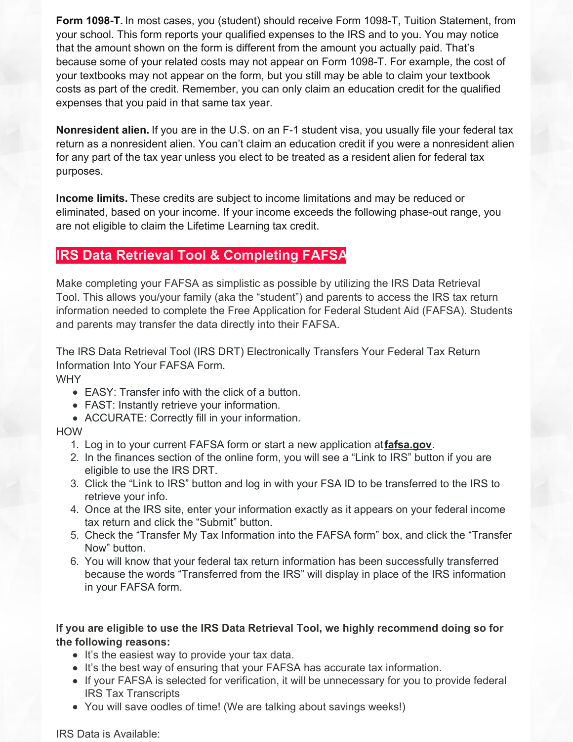**Form 1098-T.** In most cases, you (student) should receive Form 1098-T, Tuition Statement, from your school. This form reports your qualified expenses to the IRS and to you. You may notice that the amount shown on the form is different from the amount you actually paid. That's because some of your related costs may not appear on Form 1098-T. For example, the cost of your textbooks may not appear on the form, but you still may be able to claim your textbook costs as part of the credit. Remember, you can only claim an education credit for the qualified expenses that you paid in that same tax year.

**Nonresident alien.** If you are in the U.S. on an F-1 student visa, you usually file your federal tax return as a nonresident alien. You can't claim an education credit if you were a nonresident alien for any part of the tax year unless you elect to be treated as a resident alien for federal tax purposes.

**Income limits.** These credits are subject to income limitations and may be reduced or eliminated, based on your income. If your income exceeds the following phase-out range, you are not eligible to claim the Lifetime Learning tax credit.

## IRS Data Retrieval Tool & Completing FAFSA

Make completing your FAFSA as simplistic as possible by utilizing the IRS Data Retrieval Tool. This allows you/your family (aka the "student") and parents to access the IRS tax return information needed to complete the Free Application for Federal Student Aid (FAFSA). Students and parents may transfer the data directly into their FAFSA.

The IRS Data Retrieval Tool (IRS DRT) Electronically Transfers Your Federal Tax Return Information Into Your FAFSA Form.

WHY

- EASY: Transfer info with the click of a button.
- FAST: Instantly retrieve your information.
- ACCURATE: Correctly fill in your information.

HOW

1. Log in to your current FAFSA form or start a new application at **fafsa.gov**.
2. In the finances section of the online form, you will see a "Link to IRS" button if you are eligible to use the IRS DRT.
3. Click the "Link to IRS" button and log in with your FSA ID to be transferred to the IRS to retrieve your info.
4. Once at the IRS site, enter your information exactly as it appears on your federal income tax return and click the "Submit" button.
5. Check the "Transfer My Tax Information into the FAFSA form" box, and click the "Transfer Now" button.
6. You will know that your federal tax return information has been successfully transferred because the words "Transferred from the IRS" will display in place of the IRS information in your FAFSA form.

**If you are eligible to use the IRS Data Retrieval Tool, we highly recommend doing so for the following reasons:**

- It's the easiest way to provide your tax data.
- It's the best way of ensuring that your FAFSA has accurate tax information.
- If your FAFSA is selected for verification, it will be unnecessary for you to provide federal IRS Tax Transcripts
- You will save oodles of time! (We are talking about savings weeks!)

IRS Data is Available: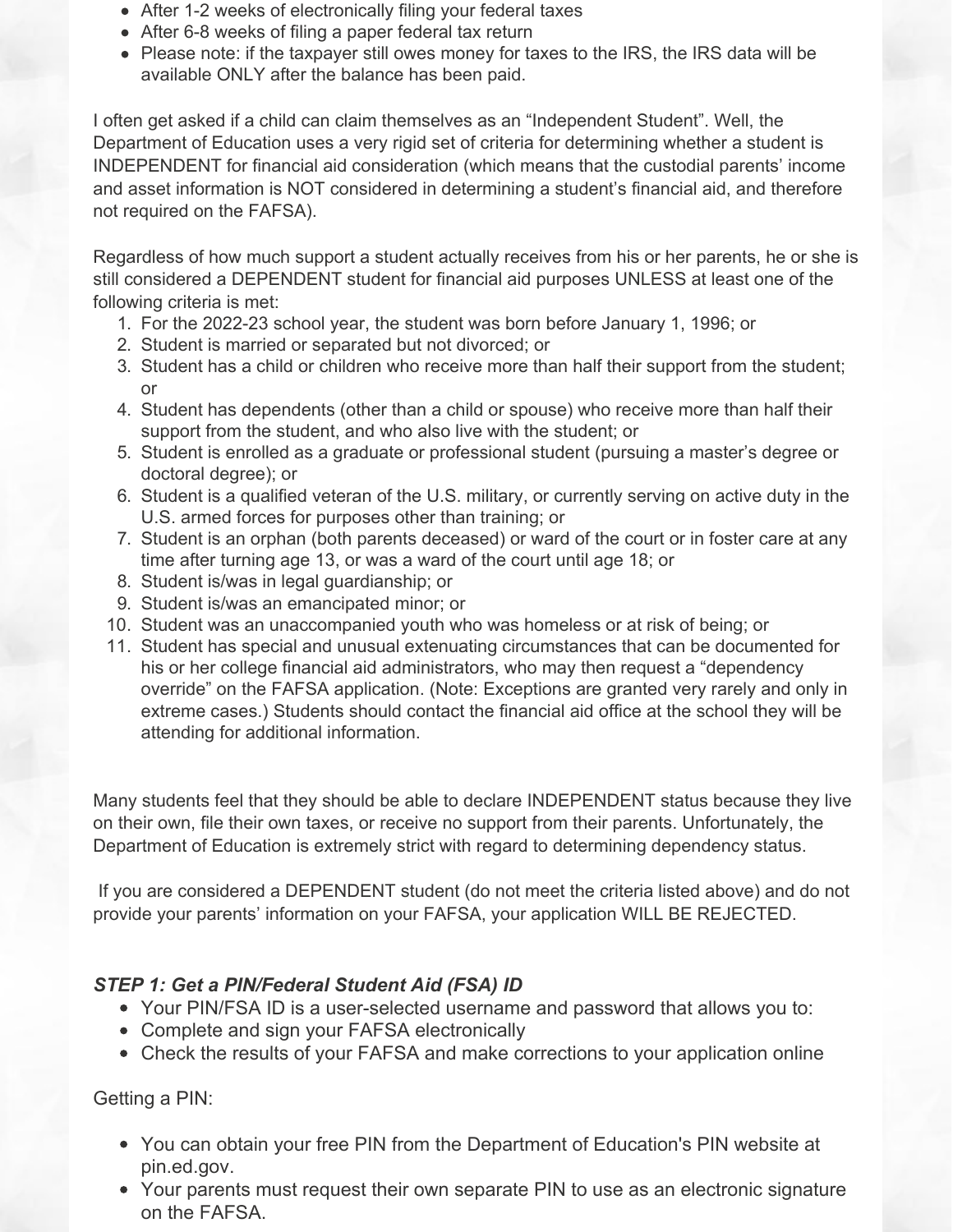- After 1-2 weeks of electronically filing your federal taxes
- After 6-8 weeks of filing a paper federal tax return
- Please note: if the taxpayer still owes money for taxes to the IRS, the IRS data will be available ONLY after the balance has been paid.

I often get asked if a child can claim themselves as an "Independent Student". Well, the Department of Education uses a very rigid set of criteria for determining whether a student is INDEPENDENT for financial aid consideration (which means that the custodial parents' income and asset information is NOT considered in determining a student's financial aid, and therefore not required on the FAFSA).

Regardless of how much support a student actually receives from his or her parents, he or she is still considered a DEPENDENT student for financial aid purposes UNLESS at least one of the following criteria is met:

1. For the 2022-23 school year, the student was born before January 1, 1996; or
2. Student is married or separated but not divorced; or
3. Student has a child or children who receive more than half their support from the student; or
4. Student has dependents (other than a child or spouse) who receive more than half their support from the student, and who also live with the student; or
5. Student is enrolled as a graduate or professional student (pursuing a master's degree or doctoral degree); or
6. Student is a qualified veteran of the U.S. military, or currently serving on active duty in the U.S. armed forces for purposes other than training; or
7. Student is an orphan (both parents deceased) or ward of the court or in foster care at any time after turning age 13, or was a ward of the court until age 18; or
8. Student is/was in legal guardianship; or
9. Student is/was an emancipated minor; or
10. Student was an unaccompanied youth who was homeless or at risk of being; or
11. Student has special and unusual extenuating circumstances that can be documented for his or her college financial aid administrators, who may then request a "dependency override" on the FAFSA application. (Note: Exceptions are granted very rarely and only in extreme cases.) Students should contact the financial aid office at the school they will be attending for additional information.

Many students feel that they should be able to declare INDEPENDENT status because they live on their own, file their own taxes, or receive no support from their parents. Unfortunately, the Department of Education is extremely strict with regard to determining dependency status.

If you are considered a DEPENDENT student (do not meet the criteria listed above) and do not provide your parents' information on your FAFSA, your application WILL BE REJECTED.

### *STEP 1: Get a PIN/Federal Student Aid (FSA) ID*

- Your PIN/FSA ID is a user-selected username and password that allows you to:
- Complete and sign your FAFSA electronically
- Check the results of your FAFSA and make corrections to your application online

Getting a PIN:

- You can obtain your free PIN from the Department of Education's PIN website at pin.ed.gov.
- Your parents must request their own separate PIN to use as an electronic signature on the FAFSA.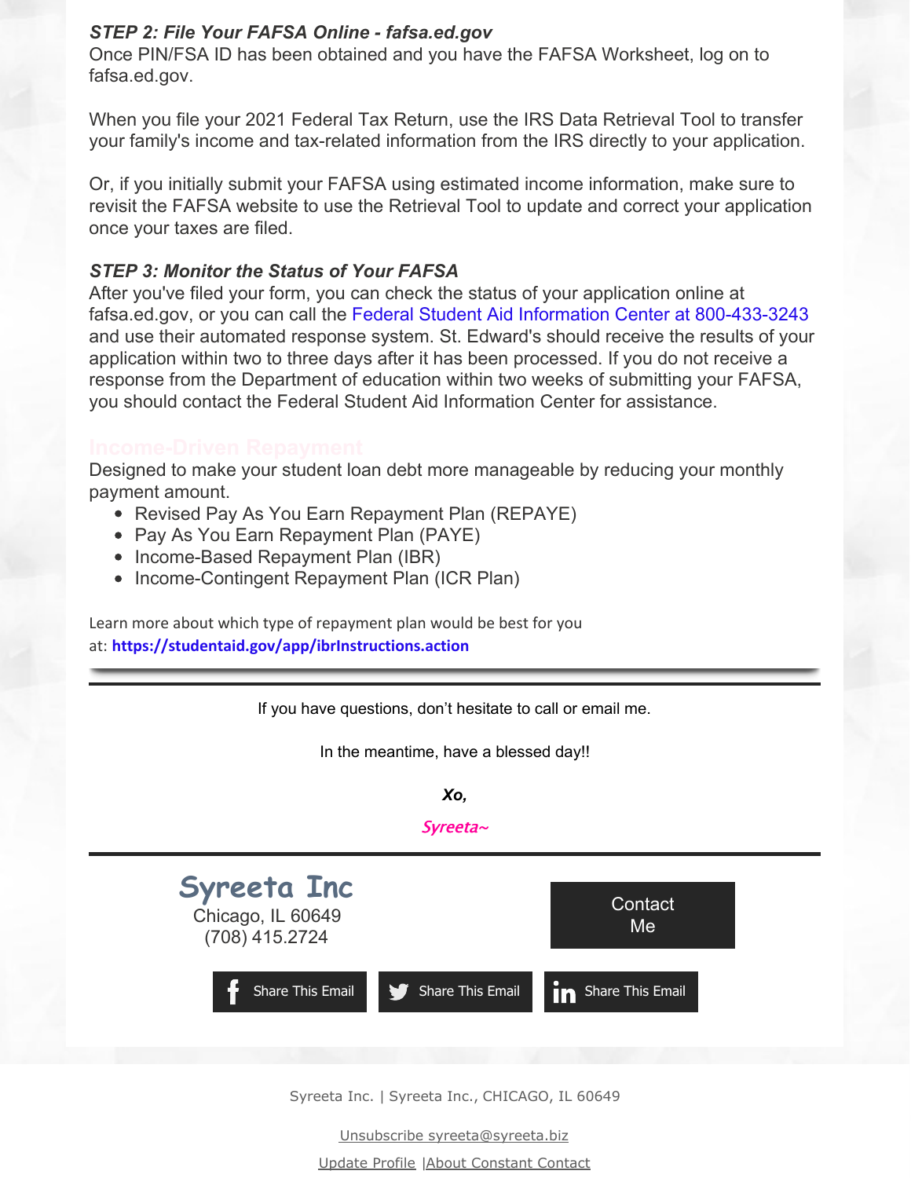***STEP 2: File Your FAFSA Online - fafsa.ed.gov***

Once PIN/FSA ID has been obtained and you have the FAFSA Worksheet, log on to fafsa.ed.gov.

When you file your 2021 Federal Tax Return, use the IRS Data Retrieval Tool to transfer your family's income and tax-related information from the IRS directly to your application.

Or, if you initially submit your FAFSA using estimated income information, make sure to revisit the FAFSA website to use the Retrieval Tool to update and correct your application once your taxes are filed.

***STEP 3: Monitor the Status of Your FAFSA***

After you've filed your form, you can check the status of your application online at fafsa.ed.gov, or you can call the Federal Student Aid Information Center at 800-433-3243 and use their automated response system. St. Edward's should receive the results of your application within two to three days after it has been processed. If you do not receive a response from the Department of education within two weeks of submitting your FAFSA, you should contact the Federal Student Aid Information Center for assistance.

## Income-Driven Repayment

Designed to make your student loan debt more manageable by reducing your monthly payment amount.

- Revised Pay As You Earn Repayment Plan (REPAYE)
- Pay As You Earn Repayment Plan (PAYE)
- Income-Based Repayment Plan (IBR)
- Income-Contingent Repayment Plan (ICR Plan)

Learn more about which type of repayment plan would be best for you at: **https://studentaid.gov/app/ibrInstructions.action**

---

If you have questions, don't hesitate to call or email me.

In the meantime, have a blessed day!!

***Xo,***

***Syreeta~***

---

**Syreeta Inc**
Chicago, IL 60649
(708) 415.2724

Contact Me

Share This Email | Share This Email | Share This Email

Syreeta Inc. | Syreeta Inc., CHICAGO, IL 60649

Unsubscribe syreeta@syreeta.biz

Update Profile | About Constant Contact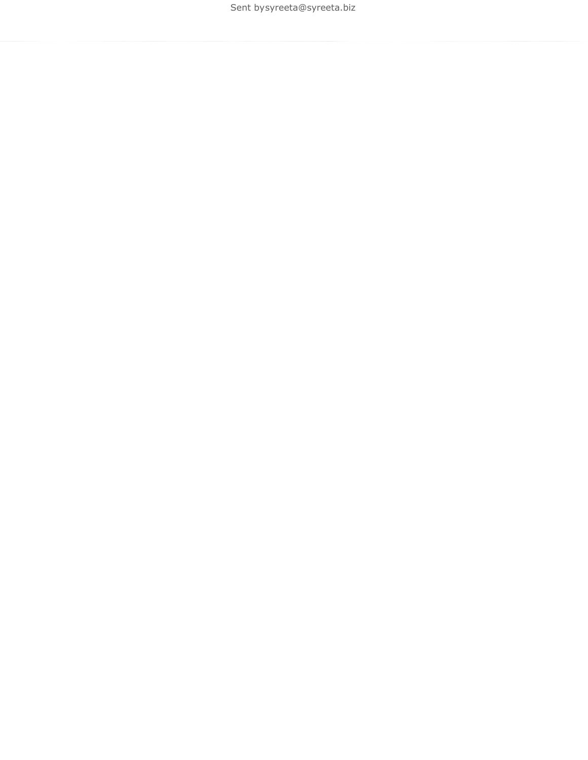Sent bysyreeta@syreeta.biz